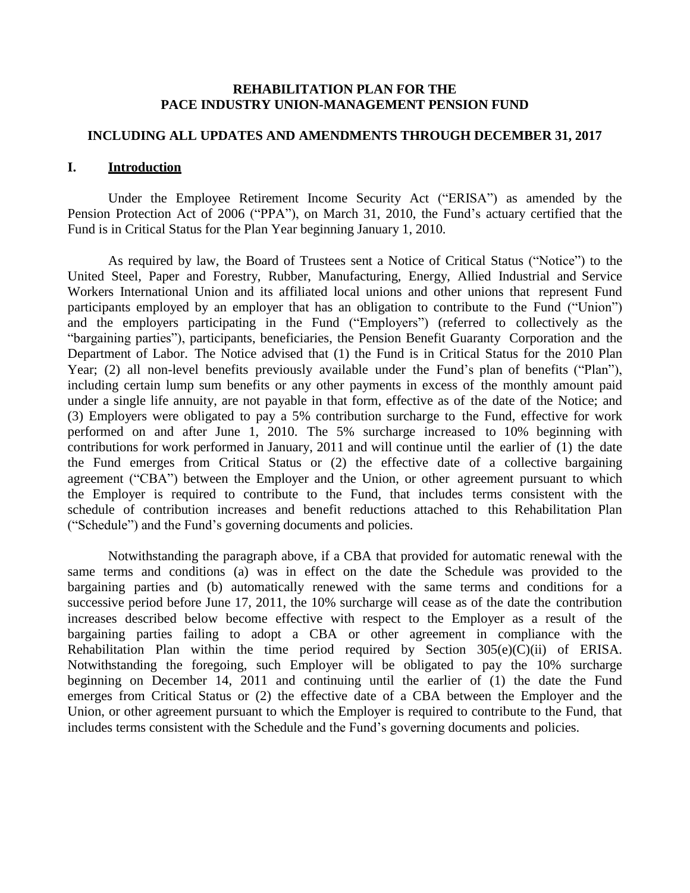# REHABILITATION PLAN FOR THE PACE INDUSTRY UNION-MANAGEMENT PENSION FUND

## INCLUDING ALL UPDATES AND AMENDMENTS THROUGH DECEMBER 31, 2017

## I. Introduction

Under the Employee Retirement Income Security Act ("ERISA") as amended by the Pension Protection Act of 2006 ("PPA"), on March 31, 2010, the Fund's actuary certified that the Fund is in Critical Status for the Plan Year beginning January 1, 2010.

As required by law, the Board of Trustees sent a Notice of Critical Status ("Notice") to the United Steel, Paper and Forestry, Rubber, Manufacturing, Energy, Allied Industrial and Service Workers International Union and its affiliated local unions and other unions that represent Fund participants employed by an employer that has an obligation to contribute to the Fund ("Union") and the employers participating in the Fund ("Employers") (referred to collectively as the "bargaining parties"), participants, beneficiaries, the Pension Benefit Guaranty Corporation and the Department of Labor. The Notice advised that (1) the Fund is in Critical Status for the 2010 Plan Year; (2) all non-level benefits previously available under the Fund's plan of benefits ("Plan"), including certain lump sum benefits or any other payments in excess of the monthly amount paid under a single life annuity, are not payable in that form, effective as of the date of the Notice; and (3) Employers were obligated to pay a 5% contribution surcharge to the Fund, effective for work performed on and after June 1, 2010. The 5% surcharge increased to 10% beginning with contributions for work performed in January, 2011 and will continue until the earlier of (1) the date the Fund emerges from Critical Status or (2) the effective date of a collective bargaining agreement ("CBA") between the Employer and the Union, or other agreement pursuant to which the Employer is required to contribute to the Fund, that includes terms consistent with the schedule of contribution increases and benefit reductions attached to this Rehabilitation Plan ("Schedule") and the Fund's governing documents and policies.

Notwithstanding the paragraph above, if a CBA that provided for automatic renewal with the same terms and conditions (a) was in effect on the date the Schedule was provided to the bargaining parties and (b) automatically renewed with the same terms and conditions for a successive period before June 17, 2011, the 10% surcharge will cease as of the date the contribution increases described below become effective with respect to the Employer as a result of the bargaining parties failing to adopt a CBA or other agreement in compliance with the Rehabilitation Plan within the time period required by Section 305(e)(C)(ii) of ERISA. Notwithstanding the foregoing, such Employer will be obligated to pay the 10% surcharge beginning on December 14, 2011 and continuing until the earlier of (1) the date the Fund emerges from Critical Status or (2) the effective date of a CBA between the Employer and the Union, or other agreement pursuant to which the Employer is required to contribute to the Fund, that includes terms consistent with the Schedule and the Fund's governing documents and policies.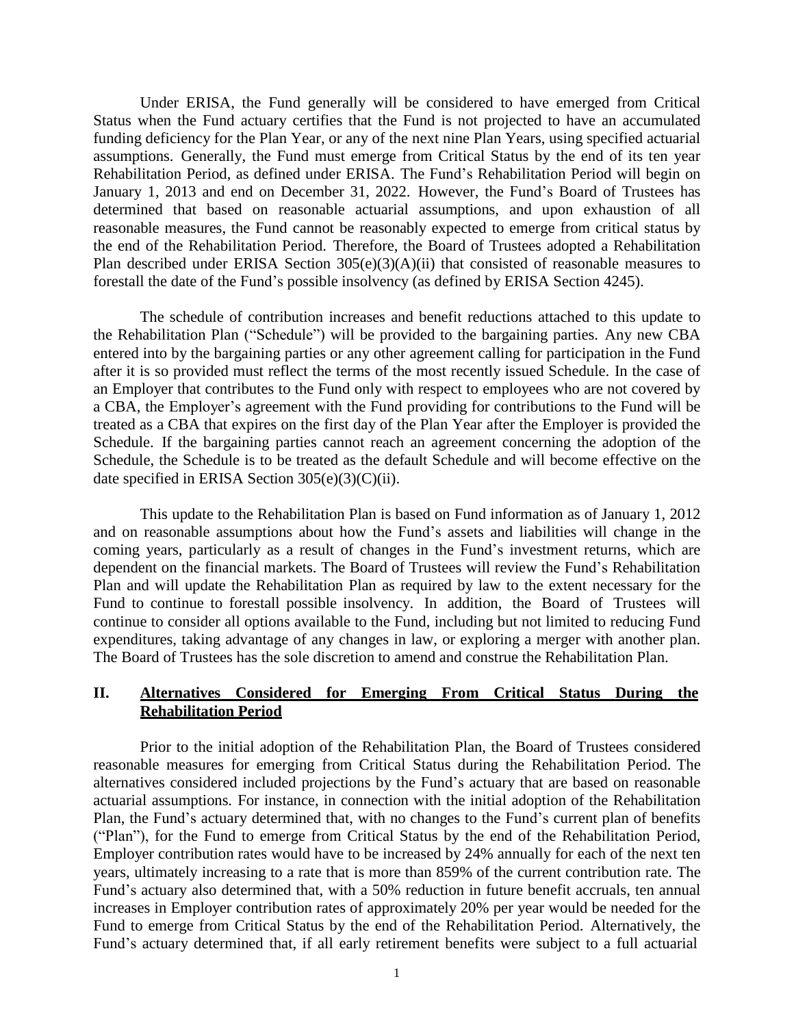Under ERISA, the Fund generally will be considered to have emerged from Critical Status when the Fund actuary certifies that the Fund is not projected to have an accumulated funding deficiency for the Plan Year, or any of the next nine Plan Years, using specified actuarial assumptions. Generally, the Fund must emerge from Critical Status by the end of its ten year Rehabilitation Period, as defined under ERISA. The Fund's Rehabilitation Period will begin on January 1, 2013 and end on December 31, 2022. However, the Fund's Board of Trustees has determined that based on reasonable actuarial assumptions, and upon exhaustion of all reasonable measures, the Fund cannot be reasonably expected to emerge from critical status by the end of the Rehabilitation Period. Therefore, the Board of Trustees adopted a Rehabilitation Plan described under ERISA Section 305(e)(3)(A)(ii) that consisted of reasonable measures to forestall the date of the Fund's possible insolvency (as defined by ERISA Section 4245).

The schedule of contribution increases and benefit reductions attached to this update to the Rehabilitation Plan ("Schedule") will be provided to the bargaining parties. Any new CBA entered into by the bargaining parties or any other agreement calling for participation in the Fund after it is so provided must reflect the terms of the most recently issued Schedule. In the case of an Employer that contributes to the Fund only with respect to employees who are not covered by a CBA, the Employer's agreement with the Fund providing for contributions to the Fund will be treated as a CBA that expires on the first day of the Plan Year after the Employer is provided the Schedule. If the bargaining parties cannot reach an agreement concerning the adoption of the Schedule, the Schedule is to be treated as the default Schedule and will become effective on the date specified in ERISA Section 305(e)(3)(C)(ii).

This update to the Rehabilitation Plan is based on Fund information as of January 1, 2012 and on reasonable assumptions about how the Fund's assets and liabilities will change in the coming years, particularly as a result of changes in the Fund's investment returns, which are dependent on the financial markets. The Board of Trustees will review the Fund's Rehabilitation Plan and will update the Rehabilitation Plan as required by law to the extent necessary for the Fund to continue to forestall possible insolvency. In addition, the Board of Trustees will continue to consider all options available to the Fund, including but not limited to reducing Fund expenditures, taking advantage of any changes in law, or exploring a merger with another plan. The Board of Trustees has the sole discretion to amend and construe the Rehabilitation Plan.

## II. Alternatives Considered for Emerging From Critical Status During the Rehabilitation Period

Prior to the initial adoption of the Rehabilitation Plan, the Board of Trustees considered reasonable measures for emerging from Critical Status during the Rehabilitation Period. The alternatives considered included projections by the Fund's actuary that are based on reasonable actuarial assumptions. For instance, in connection with the initial adoption of the Rehabilitation Plan, the Fund's actuary determined that, with no changes to the Fund's current plan of benefits ("Plan"), for the Fund to emerge from Critical Status by the end of the Rehabilitation Period, Employer contribution rates would have to be increased by 24% annually for each of the next ten years, ultimately increasing to a rate that is more than 859% of the current contribution rate. The Fund's actuary also determined that, with a 50% reduction in future benefit accruals, ten annual increases in Employer contribution rates of approximately 20% per year would be needed for the Fund to emerge from Critical Status by the end of the Rehabilitation Period. Alternatively, the Fund's actuary determined that, if all early retirement benefits were subject to a full actuarial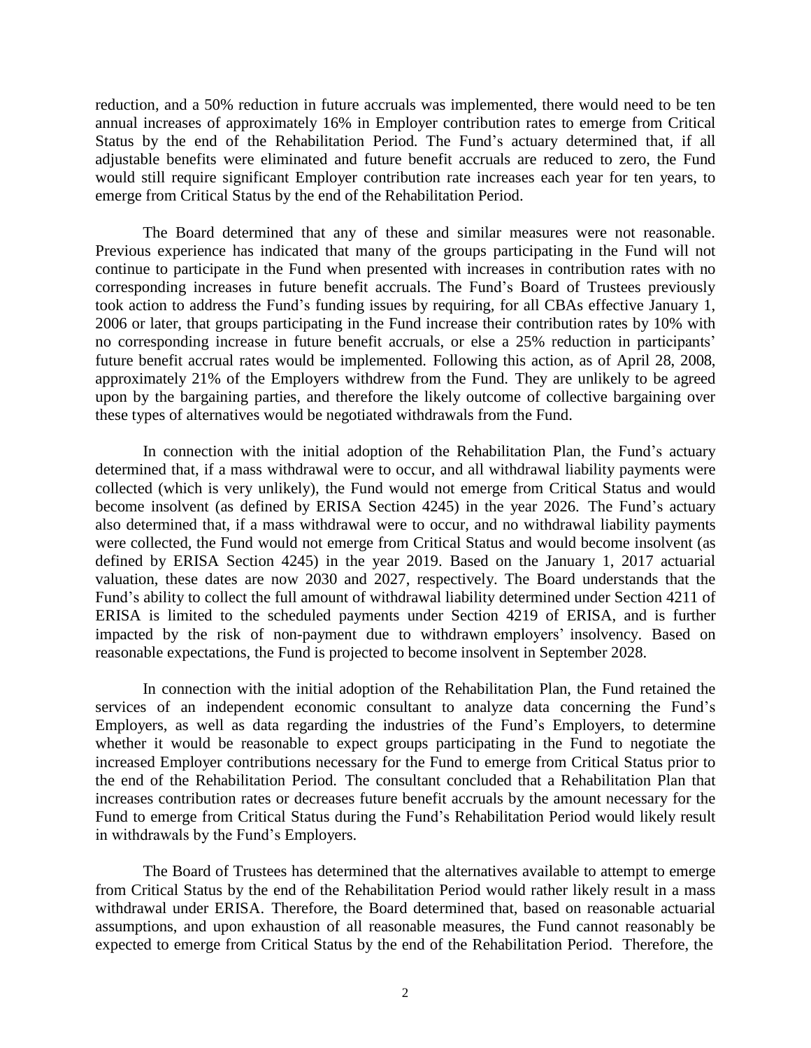reduction, and a 50% reduction in future accruals was implemented, there would need to be ten annual increases of approximately 16% in Employer contribution rates to emerge from Critical Status by the end of the Rehabilitation Period. The Fund's actuary determined that, if all adjustable benefits were eliminated and future benefit accruals are reduced to zero, the Fund would still require significant Employer contribution rate increases each year for ten years, to emerge from Critical Status by the end of the Rehabilitation Period.

The Board determined that any of these and similar measures were not reasonable. Previous experience has indicated that many of the groups participating in the Fund will not continue to participate in the Fund when presented with increases in contribution rates with no corresponding increases in future benefit accruals. The Fund's Board of Trustees previously took action to address the Fund's funding issues by requiring, for all CBAs effective January 1, 2006 or later, that groups participating in the Fund increase their contribution rates by 10% with no corresponding increase in future benefit accruals, or else a 25% reduction in participants' future benefit accrual rates would be implemented. Following this action, as of April 28, 2008, approximately 21% of the Employers withdrew from the Fund. They are unlikely to be agreed upon by the bargaining parties, and therefore the likely outcome of collective bargaining over these types of alternatives would be negotiated withdrawals from the Fund.

In connection with the initial adoption of the Rehabilitation Plan, the Fund's actuary determined that, if a mass withdrawal were to occur, and all withdrawal liability payments were collected (which is very unlikely), the Fund would not emerge from Critical Status and would become insolvent (as defined by ERISA Section 4245) in the year 2026. The Fund's actuary also determined that, if a mass withdrawal were to occur, and no withdrawal liability payments were collected, the Fund would not emerge from Critical Status and would become insolvent (as defined by ERISA Section 4245) in the year 2019. Based on the January 1, 2017 actuarial valuation, these dates are now 2030 and 2027, respectively. The Board understands that the Fund's ability to collect the full amount of withdrawal liability determined under Section 4211 of ERISA is limited to the scheduled payments under Section 4219 of ERISA, and is further impacted by the risk of non-payment due to withdrawn employers' insolvency. Based on reasonable expectations, the Fund is projected to become insolvent in September 2028.

In connection with the initial adoption of the Rehabilitation Plan, the Fund retained the services of an independent economic consultant to analyze data concerning the Fund's Employers, as well as data regarding the industries of the Fund's Employers, to determine whether it would be reasonable to expect groups participating in the Fund to negotiate the increased Employer contributions necessary for the Fund to emerge from Critical Status prior to the end of the Rehabilitation Period. The consultant concluded that a Rehabilitation Plan that increases contribution rates or decreases future benefit accruals by the amount necessary for the Fund to emerge from Critical Status during the Fund's Rehabilitation Period would likely result in withdrawals by the Fund's Employers.

The Board of Trustees has determined that the alternatives available to attempt to emerge from Critical Status by the end of the Rehabilitation Period would rather likely result in a mass withdrawal under ERISA. Therefore, the Board determined that, based on reasonable actuarial assumptions, and upon exhaustion of all reasonable measures, the Fund cannot reasonably be expected to emerge from Critical Status by the end of the Rehabilitation Period. Therefore, the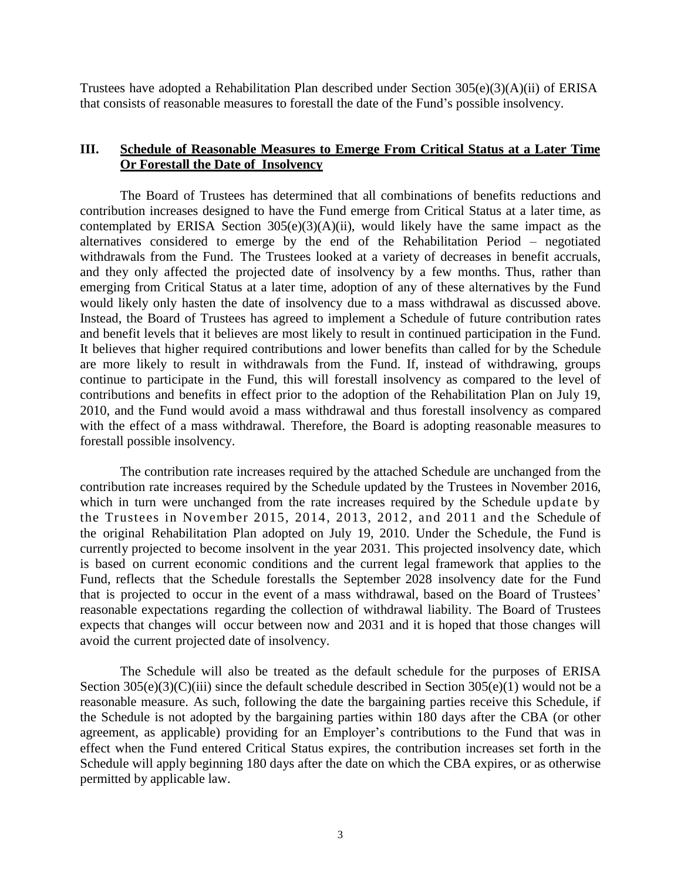Trustees have adopted a Rehabilitation Plan described under Section 305(e)(3)(A)(ii) of ERISA that consists of reasonable measures to forestall the date of the Fund's possible insolvency.

## III. Schedule of Reasonable Measures to Emerge From Critical Status at a Later Time Or Forestall the Date of Insolvency

The Board of Trustees has determined that all combinations of benefits reductions and contribution increases designed to have the Fund emerge from Critical Status at a later time, as contemplated by ERISA Section 305(e)(3)(A)(ii), would likely have the same impact as the alternatives considered to emerge by the end of the Rehabilitation Period – negotiated withdrawals from the Fund. The Trustees looked at a variety of decreases in benefit accruals, and they only affected the projected date of insolvency by a few months. Thus, rather than emerging from Critical Status at a later time, adoption of any of these alternatives by the Fund would likely only hasten the date of insolvency due to a mass withdrawal as discussed above. Instead, the Board of Trustees has agreed to implement a Schedule of future contribution rates and benefit levels that it believes are most likely to result in continued participation in the Fund. It believes that higher required contributions and lower benefits than called for by the Schedule are more likely to result in withdrawals from the Fund. If, instead of withdrawing, groups continue to participate in the Fund, this will forestall insolvency as compared to the level of contributions and benefits in effect prior to the adoption of the Rehabilitation Plan on July 19, 2010, and the Fund would avoid a mass withdrawal and thus forestall insolvency as compared with the effect of a mass withdrawal. Therefore, the Board is adopting reasonable measures to forestall possible insolvency.

The contribution rate increases required by the attached Schedule are unchanged from the contribution rate increases required by the Schedule updated by the Trustees in November 2016, which in turn were unchanged from the rate increases required by the Schedule update by the Trustees in November 2015, 2014, 2013, 2012, and 2011 and the Schedule of the original Rehabilitation Plan adopted on July 19, 2010. Under the Schedule, the Fund is currently projected to become insolvent in the year 2031. This projected insolvency date, which is based on current economic conditions and the current legal framework that applies to the Fund, reflects that the Schedule forestalls the September 2028 insolvency date for the Fund that is projected to occur in the event of a mass withdrawal, based on the Board of Trustees' reasonable expectations regarding the collection of withdrawal liability. The Board of Trustees expects that changes will occur between now and 2031 and it is hoped that those changes will avoid the current projected date of insolvency.

The Schedule will also be treated as the default schedule for the purposes of ERISA Section 305(e)(3)(C)(iii) since the default schedule described in Section 305(e)(1) would not be a reasonable measure. As such, following the date the bargaining parties receive this Schedule, if the Schedule is not adopted by the bargaining parties within 180 days after the CBA (or other agreement, as applicable) providing for an Employer's contributions to the Fund that was in effect when the Fund entered Critical Status expires, the contribution increases set forth in the Schedule will apply beginning 180 days after the date on which the CBA expires, or as otherwise permitted by applicable law.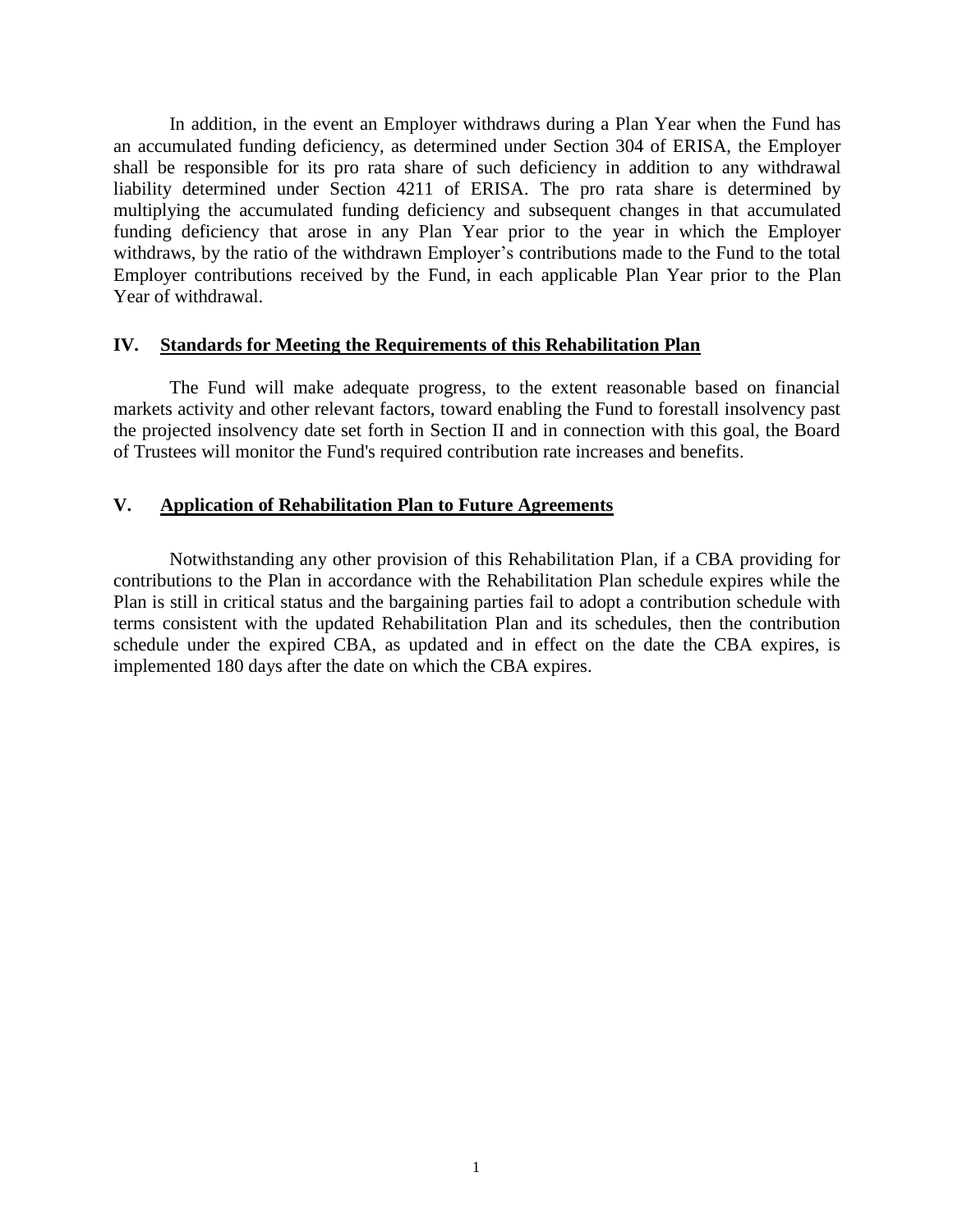In addition, in the event an Employer withdraws during a Plan Year when the Fund has an accumulated funding deficiency, as determined under Section 304 of ERISA, the Employer shall be responsible for its pro rata share of such deficiency in addition to any withdrawal liability determined under Section 4211 of ERISA. The pro rata share is determined by multiplying the accumulated funding deficiency and subsequent changes in that accumulated funding deficiency that arose in any Plan Year prior to the year in which the Employer withdraws, by the ratio of the withdrawn Employer's contributions made to the Fund to the total Employer contributions received by the Fund, in each applicable Plan Year prior to the Plan Year of withdrawal.

## IV. Standards for Meeting the Requirements of this Rehabilitation Plan

The Fund will make adequate progress, to the extent reasonable based on financial markets activity and other relevant factors, toward enabling the Fund to forestall insolvency past the projected insolvency date set forth in Section II and in connection with this goal, the Board of Trustees will monitor the Fund's required contribution rate increases and benefits.

## V. Application of Rehabilitation Plan to Future Agreements

Notwithstanding any other provision of this Rehabilitation Plan, if a CBA providing for contributions to the Plan in accordance with the Rehabilitation Plan schedule expires while the Plan is still in critical status and the bargaining parties fail to adopt a contribution schedule with terms consistent with the updated Rehabilitation Plan and its schedules, then the contribution schedule under the expired CBA, as updated and in effect on the date the CBA expires, is implemented 180 days after the date on which the CBA expires.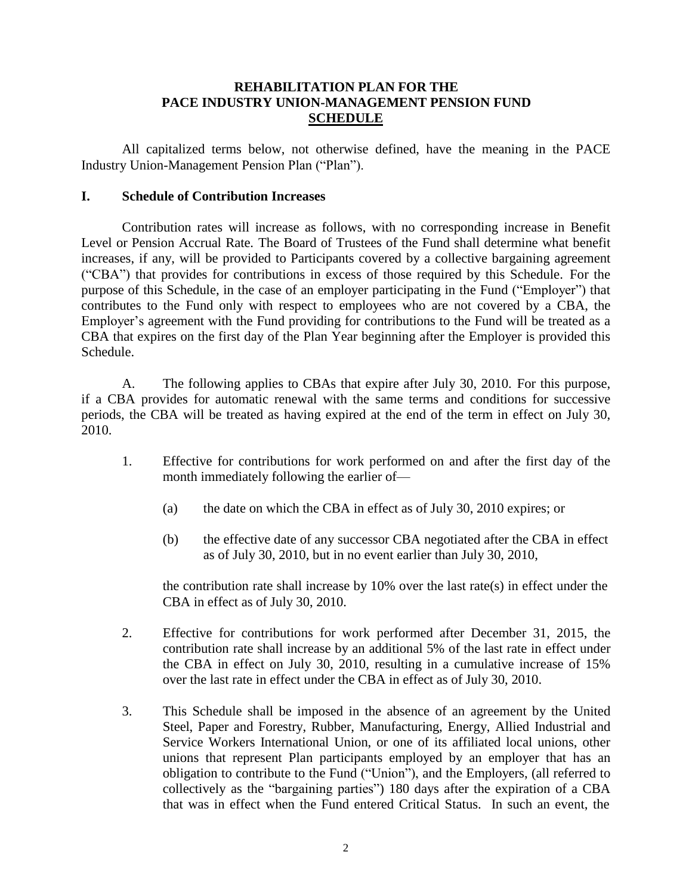**REHABILITATION PLAN FOR THE PACE INDUSTRY UNION-MANAGEMENT PENSION FUND**

**SCHEDULE**

All capitalized terms below, not otherwise defined, have the meaning in the PACE Industry Union-Management Pension Plan ("Plan").

## I. Schedule of Contribution Increases

Contribution rates will increase as follows, with no corresponding increase in Benefit Level or Pension Accrual Rate. The Board of Trustees of the Fund shall determine what benefit increases, if any, will be provided to Participants covered by a collective bargaining agreement ("CBA") that provides for contributions in excess of those required by this Schedule. For the purpose of this Schedule, in the case of an employer participating in the Fund ("Employer") that contributes to the Fund only with respect to employees who are not covered by a CBA, the Employer's agreement with the Fund providing for contributions to the Fund will be treated as a CBA that expires on the first day of the Plan Year beginning after the Employer is provided this Schedule.

A. The following applies to CBAs that expire after July 30, 2010. For this purpose, if a CBA provides for automatic renewal with the same terms and conditions for successive periods, the CBA will be treated as having expired at the end of the term in effect on July 30, 2010.

1. Effective for contributions for work performed on and after the first day of the month immediately following the earlier of—

   (a) the date on which the CBA in effect as of July 30, 2010 expires; or

   (b) the effective date of any successor CBA negotiated after the CBA in effect as of July 30, 2010, but in no event earlier than July 30, 2010,

   the contribution rate shall increase by 10% over the last rate(s) in effect under the CBA in effect as of July 30, 2010.

2. Effective for contributions for work performed after December 31, 2015, the contribution rate shall increase by an additional 5% of the last rate in effect under the CBA in effect on July 30, 2010, resulting in a cumulative increase of 15% over the last rate in effect under the CBA in effect as of July 30, 2010.

3. This Schedule shall be imposed in the absence of an agreement by the United Steel, Paper and Forestry, Rubber, Manufacturing, Energy, Allied Industrial and Service Workers International Union, or one of its affiliated local unions, other unions that represent Plan participants employed by an employer that has an obligation to contribute to the Fund ("Union"), and the Employers, (all referred to collectively as the "bargaining parties") 180 days after the expiration of a CBA that was in effect when the Fund entered Critical Status. In such an event, the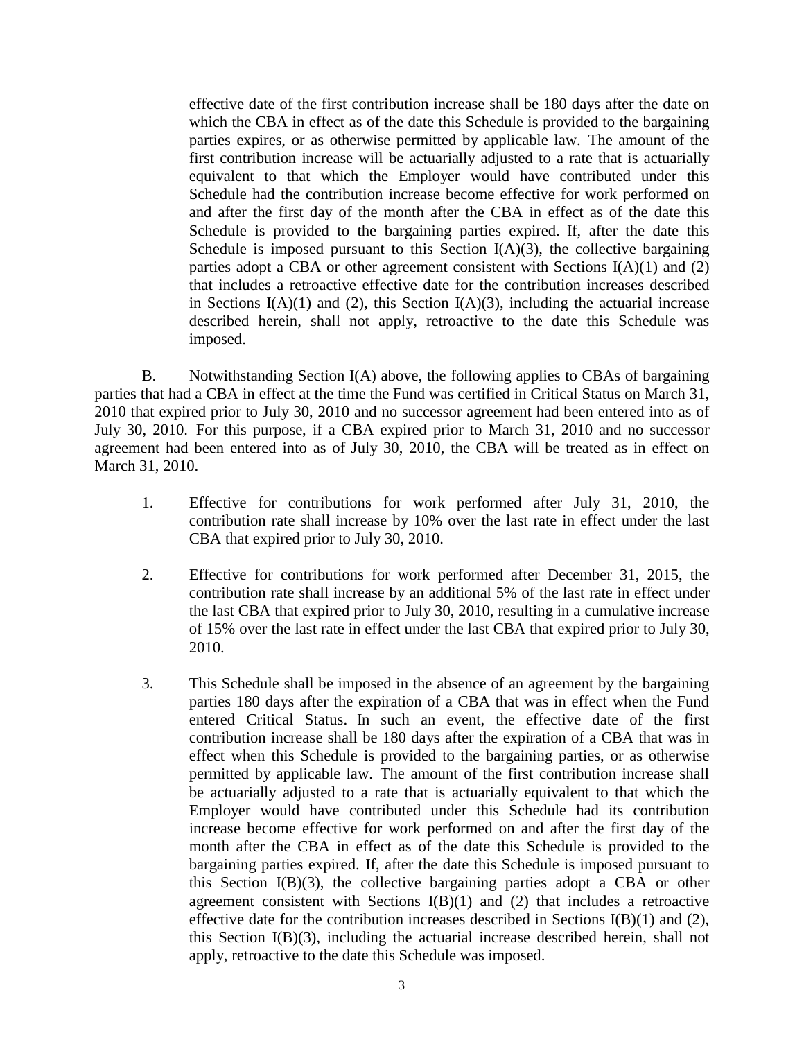effective date of the first contribution increase shall be 180 days after the date on which the CBA in effect as of the date this Schedule is provided to the bargaining parties expires, or as otherwise permitted by applicable law. The amount of the first contribution increase will be actuarially adjusted to a rate that is actuarially equivalent to that which the Employer would have contributed under this Schedule had the contribution increase become effective for work performed on and after the first day of the month after the CBA in effect as of the date this Schedule is provided to the bargaining parties expired. If, after the date this Schedule is imposed pursuant to this Section I(A)(3), the collective bargaining parties adopt a CBA or other agreement consistent with Sections I(A)(1) and (2) that includes a retroactive effective date for the contribution increases described in Sections I(A)(1) and (2), this Section I(A)(3), including the actuarial increase described herein, shall not apply, retroactive to the date this Schedule was imposed.

B. Notwithstanding Section I(A) above, the following applies to CBAs of bargaining parties that had a CBA in effect at the time the Fund was certified in Critical Status on March 31, 2010 that expired prior to July 30, 2010 and no successor agreement had been entered into as of July 30, 2010. For this purpose, if a CBA expired prior to March 31, 2010 and no successor agreement had been entered into as of July 30, 2010, the CBA will be treated as in effect on March 31, 2010.

1. Effective for contributions for work performed after July 31, 2010, the contribution rate shall increase by 10% over the last rate in effect under the last CBA that expired prior to July 30, 2010.

2. Effective for contributions for work performed after December 31, 2015, the contribution rate shall increase by an additional 5% of the last rate in effect under the last CBA that expired prior to July 30, 2010, resulting in a cumulative increase of 15% over the last rate in effect under the last CBA that expired prior to July 30, 2010.

3. This Schedule shall be imposed in the absence of an agreement by the bargaining parties 180 days after the expiration of a CBA that was in effect when the Fund entered Critical Status. In such an event, the effective date of the first contribution increase shall be 180 days after the expiration of a CBA that was in effect when this Schedule is provided to the bargaining parties, or as otherwise permitted by applicable law. The amount of the first contribution increase shall be actuarially adjusted to a rate that is actuarially equivalent to that which the Employer would have contributed under this Schedule had its contribution increase become effective for work performed on and after the first day of the month after the CBA in effect as of the date this Schedule is provided to the bargaining parties expired. If, after the date this Schedule is imposed pursuant to this Section I(B)(3), the collective bargaining parties adopt a CBA or other agreement consistent with Sections I(B)(1) and (2) that includes a retroactive effective date for the contribution increases described in Sections I(B)(1) and (2), this Section I(B)(3), including the actuarial increase described herein, shall not apply, retroactive to the date this Schedule was imposed.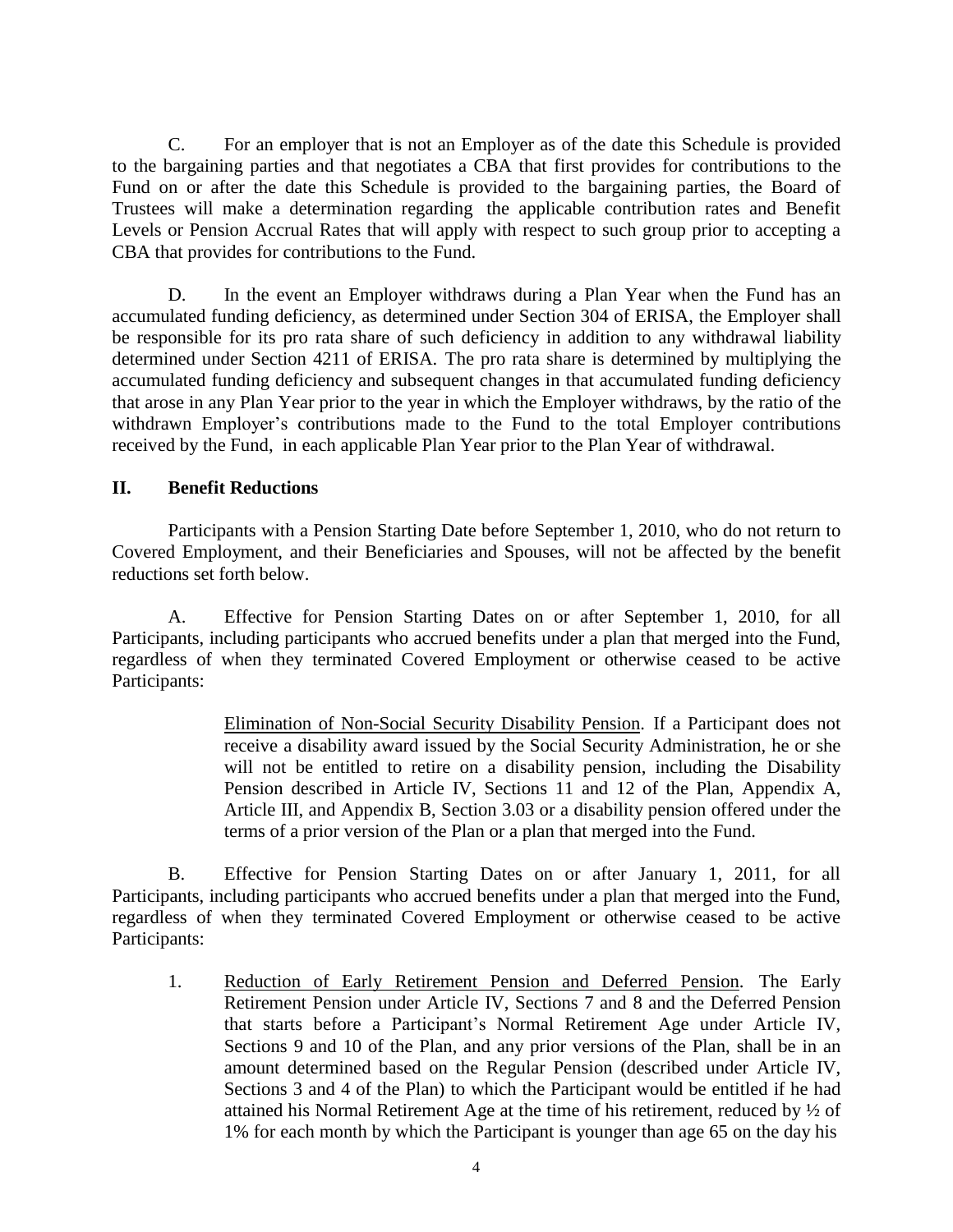C. For an employer that is not an Employer as of the date this Schedule is provided to the bargaining parties and that negotiates a CBA that first provides for contributions to the Fund on or after the date this Schedule is provided to the bargaining parties, the Board of Trustees will make a determination regarding the applicable contribution rates and Benefit Levels or Pension Accrual Rates that will apply with respect to such group prior to accepting a CBA that provides for contributions to the Fund.

D. In the event an Employer withdraws during a Plan Year when the Fund has an accumulated funding deficiency, as determined under Section 304 of ERISA, the Employer shall be responsible for its pro rata share of such deficiency in addition to any withdrawal liability determined under Section 4211 of ERISA. The pro rata share is determined by multiplying the accumulated funding deficiency and subsequent changes in that accumulated funding deficiency that arose in any Plan Year prior to the year in which the Employer withdraws, by the ratio of the withdrawn Employer's contributions made to the Fund to the total Employer contributions received by the Fund, in each applicable Plan Year prior to the Plan Year of withdrawal.

## II. Benefit Reductions

Participants with a Pension Starting Date before September 1, 2010, who do not return to Covered Employment, and their Beneficiaries and Spouses, will not be affected by the benefit reductions set forth below.

A. Effective for Pension Starting Dates on or after September 1, 2010, for all Participants, including participants who accrued benefits under a plan that merged into the Fund, regardless of when they terminated Covered Employment or otherwise ceased to be active Participants:

> Elimination of Non-Social Security Disability Pension. If a Participant does not receive a disability award issued by the Social Security Administration, he or she will not be entitled to retire on a disability pension, including the Disability Pension described in Article IV, Sections 11 and 12 of the Plan, Appendix A, Article III, and Appendix B, Section 3.03 or a disability pension offered under the terms of a prior version of the Plan or a plan that merged into the Fund.

B. Effective for Pension Starting Dates on or after January 1, 2011, for all Participants, including participants who accrued benefits under a plan that merged into the Fund, regardless of when they terminated Covered Employment or otherwise ceased to be active Participants:

1. Reduction of Early Retirement Pension and Deferred Pension. The Early Retirement Pension under Article IV, Sections 7 and 8 and the Deferred Pension that starts before a Participant's Normal Retirement Age under Article IV, Sections 9 and 10 of the Plan, and any prior versions of the Plan, shall be in an amount determined based on the Regular Pension (described under Article IV, Sections 3 and 4 of the Plan) to which the Participant would be entitled if he had attained his Normal Retirement Age at the time of his retirement, reduced by ½ of 1% for each month by which the Participant is younger than age 65 on the day his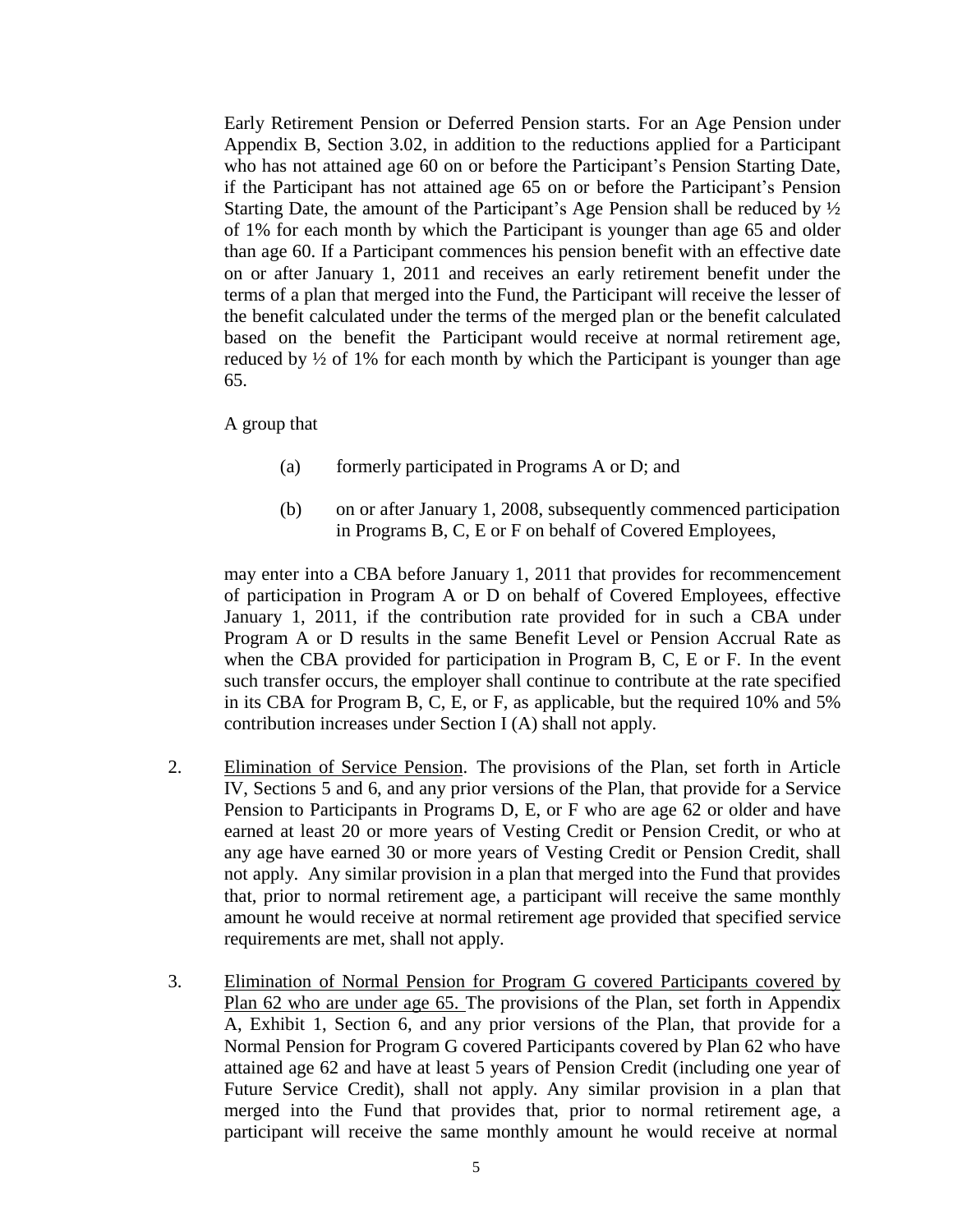Early Retirement Pension or Deferred Pension starts. For an Age Pension under Appendix B, Section 3.02, in addition to the reductions applied for a Participant who has not attained age 60 on or before the Participant's Pension Starting Date, if the Participant has not attained age 65 on or before the Participant's Pension Starting Date, the amount of the Participant's Age Pension shall be reduced by ½ of 1% for each month by which the Participant is younger than age 65 and older than age 60. If a Participant commences his pension benefit with an effective date on or after January 1, 2011 and receives an early retirement benefit under the terms of a plan that merged into the Fund, the Participant will receive the lesser of the benefit calculated under the terms of the merged plan or the benefit calculated based on the benefit the Participant would receive at normal retirement age, reduced by ½ of 1% for each month by which the Participant is younger than age 65.

A group that

(a) formerly participated in Programs A or D; and

(b) on or after January 1, 2008, subsequently commenced participation in Programs B, C, E or F on behalf of Covered Employees,

may enter into a CBA before January 1, 2011 that provides for recommencement of participation in Program A or D on behalf of Covered Employees, effective January 1, 2011, if the contribution rate provided for in such a CBA under Program A or D results in the same Benefit Level or Pension Accrual Rate as when the CBA provided for participation in Program B, C, E or F. In the event such transfer occurs, the employer shall continue to contribute at the rate specified in its CBA for Program B, C, E, or F, as applicable, but the required 10% and 5% contribution increases under Section I (A) shall not apply.

2. Elimination of Service Pension. The provisions of the Plan, set forth in Article IV, Sections 5 and 6, and any prior versions of the Plan, that provide for a Service Pension to Participants in Programs D, E, or F who are age 62 or older and have earned at least 20 or more years of Vesting Credit or Pension Credit, or who at any age have earned 30 or more years of Vesting Credit or Pension Credit, shall not apply. Any similar provision in a plan that merged into the Fund that provides that, prior to normal retirement age, a participant will receive the same monthly amount he would receive at normal retirement age provided that specified service requirements are met, shall not apply.

3. Elimination of Normal Pension for Program G covered Participants covered by Plan 62 who are under age 65. The provisions of the Plan, set forth in Appendix A, Exhibit 1, Section 6, and any prior versions of the Plan, that provide for a Normal Pension for Program G covered Participants covered by Plan 62 who have attained age 62 and have at least 5 years of Pension Credit (including one year of Future Service Credit), shall not apply. Any similar provision in a plan that merged into the Fund that provides that, prior to normal retirement age, a participant will receive the same monthly amount he would receive at normal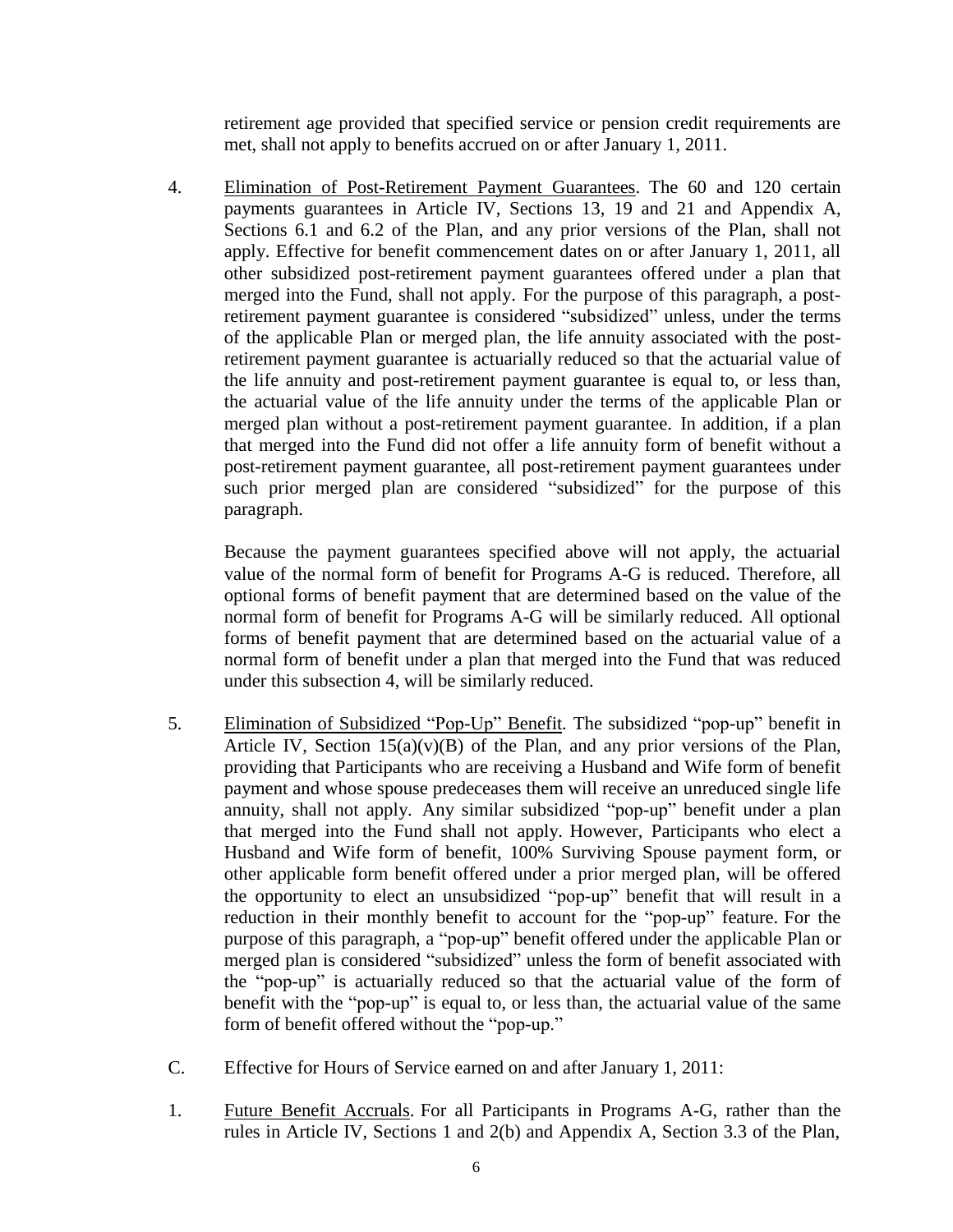retirement age provided that specified service or pension credit requirements are met, shall not apply to benefits accrued on or after January 1, 2011.

4. Elimination of Post-Retirement Payment Guarantees. The 60 and 120 certain payments guarantees in Article IV, Sections 13, 19 and 21 and Appendix A, Sections 6.1 and 6.2 of the Plan, and any prior versions of the Plan, shall not apply. Effective for benefit commencement dates on or after January 1, 2011, all other subsidized post-retirement payment guarantees offered under a plan that merged into the Fund, shall not apply. For the purpose of this paragraph, a post-retirement payment guarantee is considered "subsidized" unless, under the terms of the applicable Plan or merged plan, the life annuity associated with the post-retirement payment guarantee is actuarially reduced so that the actuarial value of the life annuity and post-retirement payment guarantee is equal to, or less than, the actuarial value of the life annuity under the terms of the applicable Plan or merged plan without a post-retirement payment guarantee. In addition, if a plan that merged into the Fund did not offer a life annuity form of benefit without a post-retirement payment guarantee, all post-retirement payment guarantees under such prior merged plan are considered "subsidized" for the purpose of this paragraph.

   Because the payment guarantees specified above will not apply, the actuarial value of the normal form of benefit for Programs A-G is reduced. Therefore, all optional forms of benefit payment that are determined based on the value of the normal form of benefit for Programs A-G will be similarly reduced. All optional forms of benefit payment that are determined based on the actuarial value of a normal form of benefit under a plan that merged into the Fund that was reduced under this subsection 4, will be similarly reduced.

5. Elimination of Subsidized "Pop-Up" Benefit. The subsidized "pop-up" benefit in Article IV, Section 15(a)(v)(B) of the Plan, and any prior versions of the Plan, providing that Participants who are receiving a Husband and Wife form of benefit payment and whose spouse predeceases them will receive an unreduced single life annuity, shall not apply. Any similar subsidized "pop-up" benefit under a plan that merged into the Fund shall not apply. However, Participants who elect a Husband and Wife form of benefit, 100% Surviving Spouse payment form, or other applicable form benefit offered under a prior merged plan, will be offered the opportunity to elect an unsubsidized "pop-up" benefit that will result in a reduction in their monthly benefit to account for the "pop-up" feature. For the purpose of this paragraph, a "pop-up" benefit offered under the applicable Plan or merged plan is considered "subsidized" unless the form of benefit associated with the "pop-up" is actuarially reduced so that the actuarial value of the form of benefit with the "pop-up" is equal to, or less than, the actuarial value of the same form of benefit offered without the "pop-up."

C. Effective for Hours of Service earned on and after January 1, 2011:

1. Future Benefit Accruals. For all Participants in Programs A-G, rather than the rules in Article IV, Sections 1 and 2(b) and Appendix A, Section 3.3 of the Plan,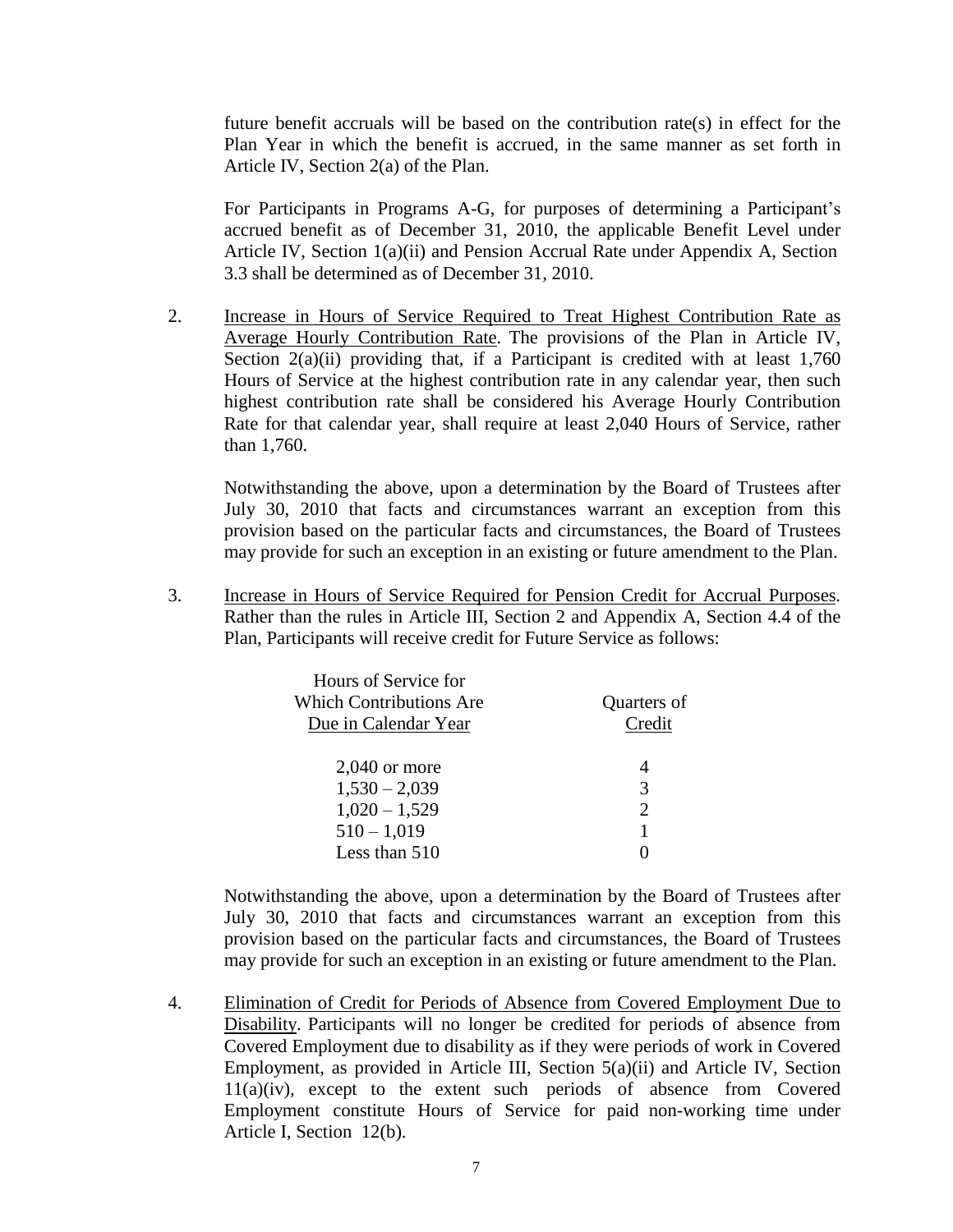future benefit accruals will be based on the contribution rate(s) in effect for the Plan Year in which the benefit is accrued, in the same manner as set forth in Article IV, Section 2(a) of the Plan.

For Participants in Programs A-G, for purposes of determining a Participant's accrued benefit as of December 31, 2010, the applicable Benefit Level under Article IV, Section 1(a)(ii) and Pension Accrual Rate under Appendix A, Section 3.3 shall be determined as of December 31, 2010.

2. <u>Increase in Hours of Service Required to Treat Highest Contribution Rate as Average Hourly Contribution Rate</u>. The provisions of the Plan in Article IV, Section 2(a)(ii) providing that, if a Participant is credited with at least 1,760 Hours of Service at the highest contribution rate in any calendar year, then such highest contribution rate shall be considered his Average Hourly Contribution Rate for that calendar year, shall require at least 2,040 Hours of Service, rather than 1,760.

   Notwithstanding the above, upon a determination by the Board of Trustees after July 30, 2010 that facts and circumstances warrant an exception from this provision based on the particular facts and circumstances, the Board of Trustees may provide for such an exception in an existing or future amendment to the Plan.

3. <u>Increase in Hours of Service Required for Pension Credit for Accrual Purposes</u>. Rather than the rules in Article III, Section 2 and Appendix A, Section 4.4 of the Plan, Participants will receive credit for Future Service as follows:

| Hours of Service for Which Contributions Are Due in Calendar Year | Quarters of Credit |
|---|---|
| 2,040 or more | 4 |
| 1,530 – 2,039 | 3 |
| 1,020 – 1,529 | 2 |
| 510 – 1,019 | 1 |
| Less than 510 | 0 |

   Notwithstanding the above, upon a determination by the Board of Trustees after July 30, 2010 that facts and circumstances warrant an exception from this provision based on the particular facts and circumstances, the Board of Trustees may provide for such an exception in an existing or future amendment to the Plan.

4. <u>Elimination of Credit for Periods of Absence from Covered Employment Due to Disability</u>. Participants will no longer be credited for periods of absence from Covered Employment due to disability as if they were periods of work in Covered Employment, as provided in Article III, Section 5(a)(ii) and Article IV, Section 11(a)(iv), except to the extent such periods of absence from Covered Employment constitute Hours of Service for paid non-working time under Article I, Section 12(b).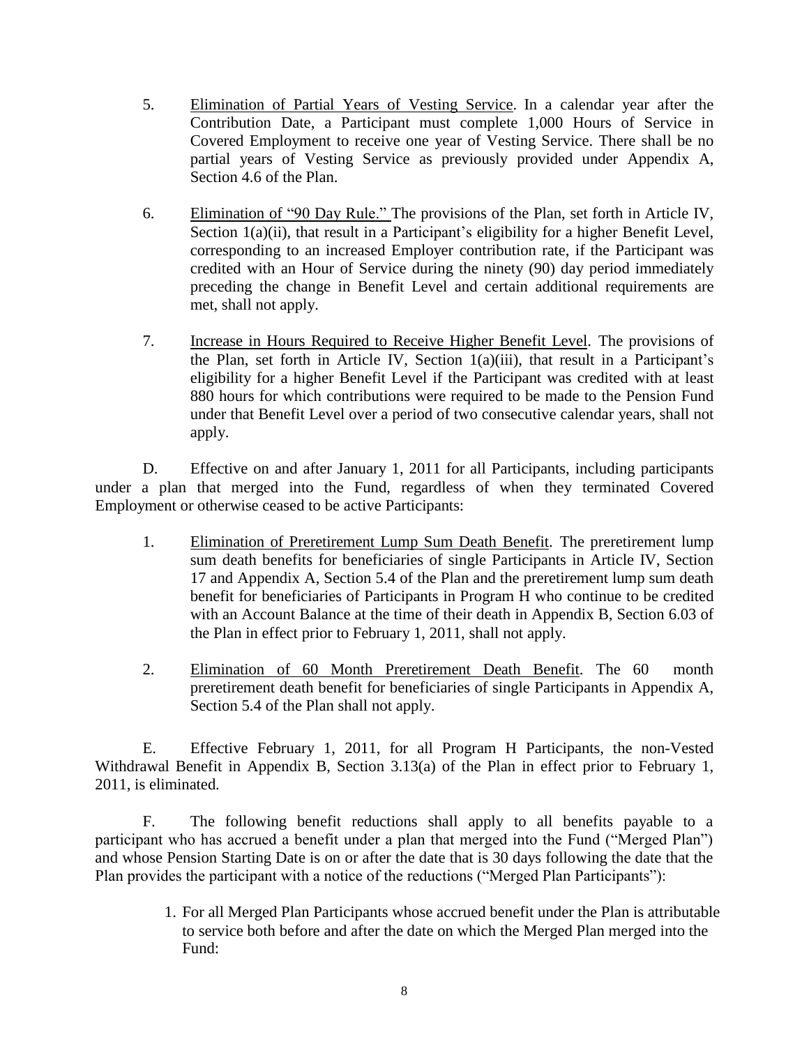5. Elimination of Partial Years of Vesting Service. In a calendar year after the Contribution Date, a Participant must complete 1,000 Hours of Service in Covered Employment to receive one year of Vesting Service. There shall be no partial years of Vesting Service as previously provided under Appendix A, Section 4.6 of the Plan.

6. Elimination of "90 Day Rule." The provisions of the Plan, set forth in Article IV, Section 1(a)(ii), that result in a Participant's eligibility for a higher Benefit Level, corresponding to an increased Employer contribution rate, if the Participant was credited with an Hour of Service during the ninety (90) day period immediately preceding the change in Benefit Level and certain additional requirements are met, shall not apply.

7. Increase in Hours Required to Receive Higher Benefit Level. The provisions of the Plan, set forth in Article IV, Section 1(a)(iii), that result in a Participant's eligibility for a higher Benefit Level if the Participant was credited with at least 880 hours for which contributions were required to be made to the Pension Fund under that Benefit Level over a period of two consecutive calendar years, shall not apply.

D. Effective on and after January 1, 2011 for all Participants, including participants under a plan that merged into the Fund, regardless of when they terminated Covered Employment or otherwise ceased to be active Participants:

1. Elimination of Preretirement Lump Sum Death Benefit. The preretirement lump sum death benefits for beneficiaries of single Participants in Article IV, Section 17 and Appendix A, Section 5.4 of the Plan and the preretirement lump sum death benefit for beneficiaries of Participants in Program H who continue to be credited with an Account Balance at the time of their death in Appendix B, Section 6.03 of the Plan in effect prior to February 1, 2011, shall not apply.

2. Elimination of 60 Month Preretirement Death Benefit. The 60 month preretirement death benefit for beneficiaries of single Participants in Appendix A, Section 5.4 of the Plan shall not apply.

E. Effective February 1, 2011, for all Program H Participants, the non-Vested Withdrawal Benefit in Appendix B, Section 3.13(a) of the Plan in effect prior to February 1, 2011, is eliminated.

F. The following benefit reductions shall apply to all benefits payable to a participant who has accrued a benefit under a plan that merged into the Fund ("Merged Plan") and whose Pension Starting Date is on or after the date that is 30 days following the date that the Plan provides the participant with a notice of the reductions ("Merged Plan Participants"):

1. For all Merged Plan Participants whose accrued benefit under the Plan is attributable to service both before and after the date on which the Merged Plan merged into the Fund: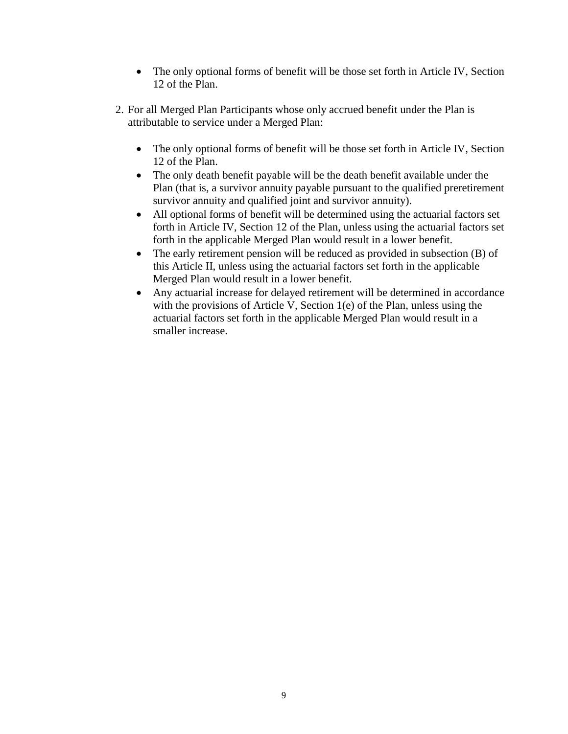- The only optional forms of benefit will be those set forth in Article IV, Section 12 of the Plan.

2. For all Merged Plan Participants whose only accrued benefit under the Plan is attributable to service under a Merged Plan:

   - The only optional forms of benefit will be those set forth in Article IV, Section 12 of the Plan.
   - The only death benefit payable will be the death benefit available under the Plan (that is, a survivor annuity payable pursuant to the qualified preretirement survivor annuity and qualified joint and survivor annuity).
   - All optional forms of benefit will be determined using the actuarial factors set forth in Article IV, Section 12 of the Plan, unless using the actuarial factors set forth in the applicable Merged Plan would result in a lower benefit.
   - The early retirement pension will be reduced as provided in subsection (B) of this Article II, unless using the actuarial factors set forth in the applicable Merged Plan would result in a lower benefit.
   - Any actuarial increase for delayed retirement will be determined in accordance with the provisions of Article V, Section 1(e) of the Plan, unless using the actuarial factors set forth in the applicable Merged Plan would result in a smaller increase.